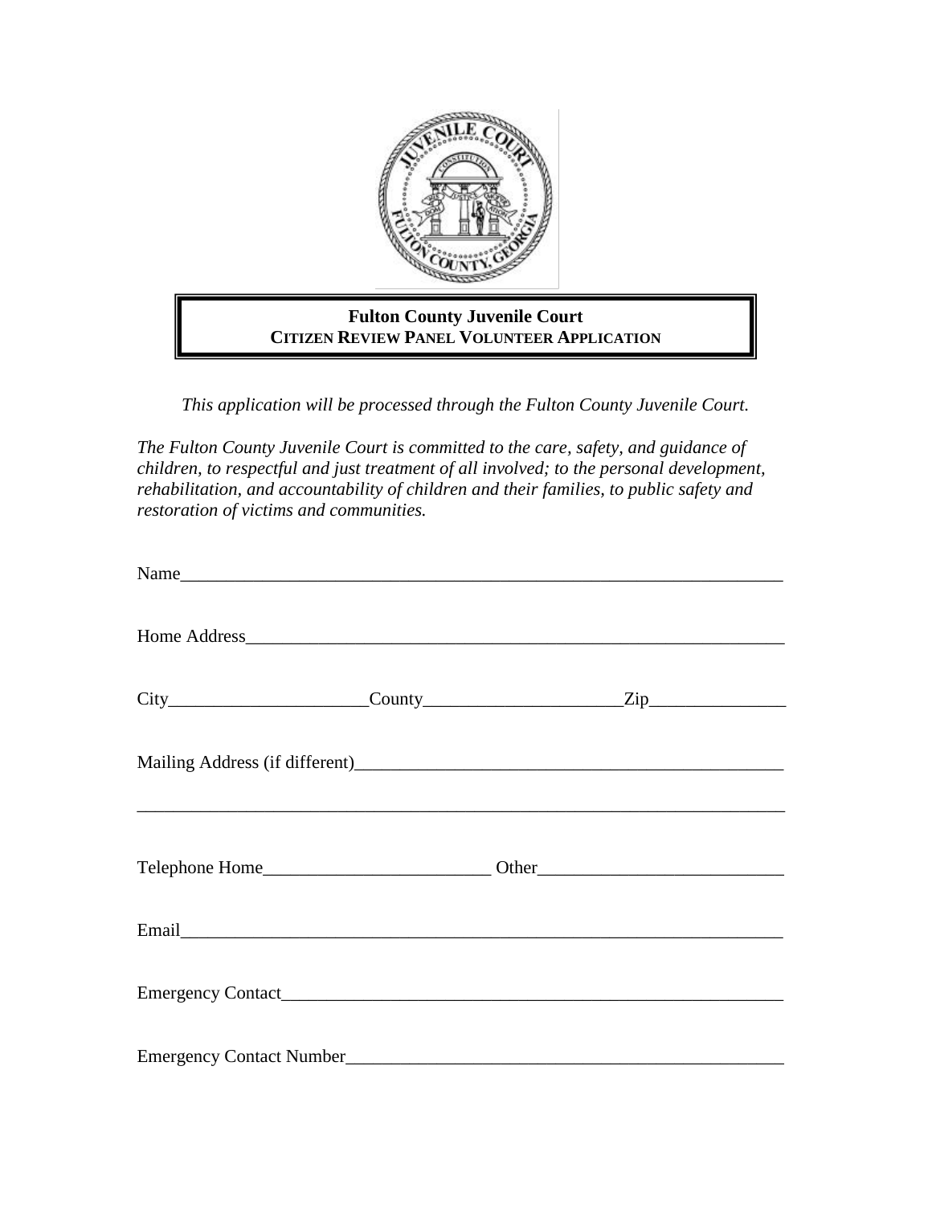# Fulton County Juvenile Court

## CITIZEN REVIEW PANEL VOLUNTEER APPLICATION

*This application will be processed through the Fulton County Juvenile Court.*

*The Fulton County Juvenile Court is committed to the care, safety, and guidance of children, to respectful and just treatment of all involved; to the personal development, rehabilitation, and accountability of children and their families, to public safety and restoration of victims and communities.*

Name_______________________________________________________________

Home Address________________________________________________________

City_____________________County_____________________Zip_______________

Mailing Address (if different)___________________________________________

____________________________________________________________________

Telephone Home________________________ Other__________________________

Email_______________________________________________________________

Emergency Contact____________________________________________________

Emergency Contact Number_____________________________________________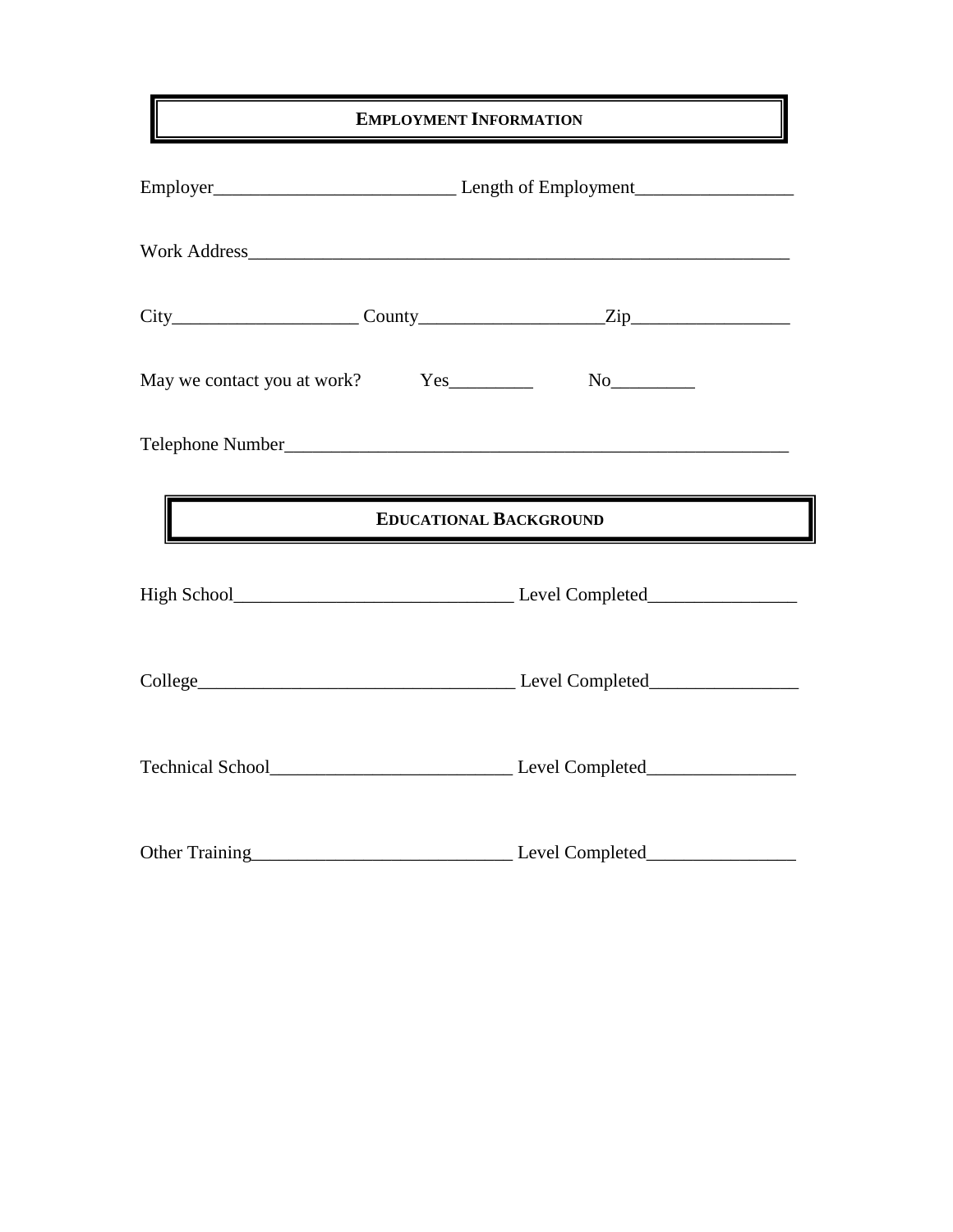## EMPLOYMENT INFORMATION

Employer__________________________ Length of Employment_________________

Work Address___________________________________________________________

City____________________ County___________________Zip_________________

May we contact you at work? Yes_________ No_________

Telephone Number_______________________________________________________

## EDUCATIONAL BACKGROUND

High School______________________________ Level Completed________________

College__________________________________ Level Completed________________

Technical School__________________________ Level Completed________________

Other Training____________________________ Level Completed________________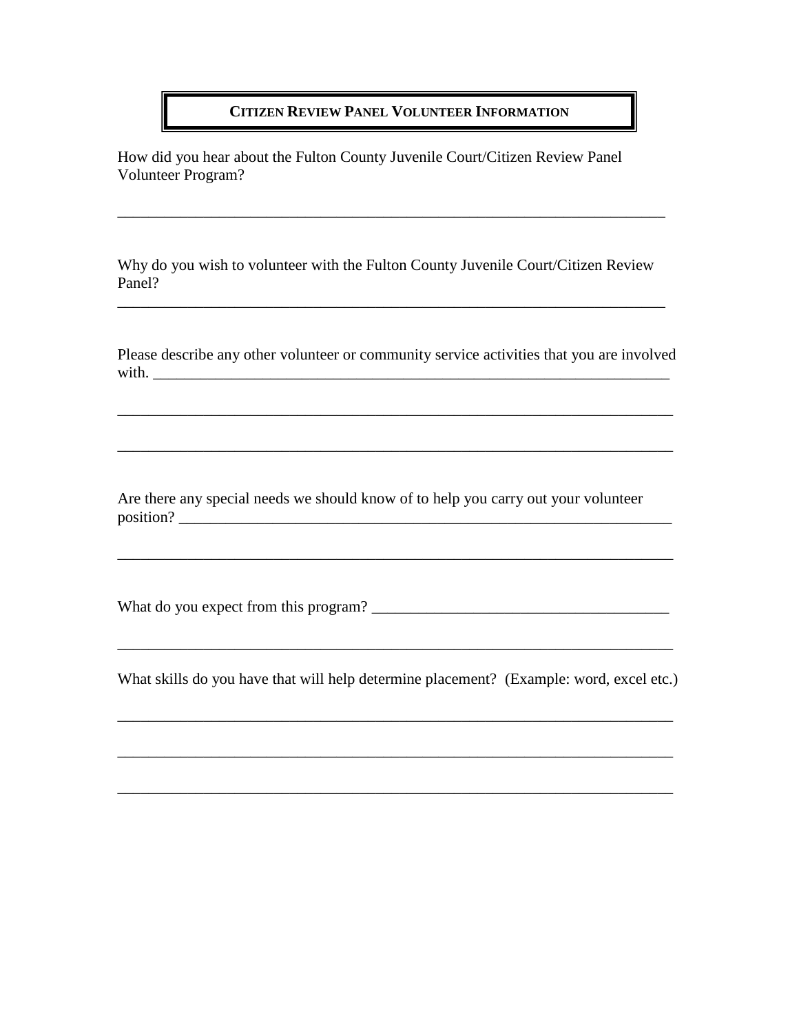## CITIZEN REVIEW PANEL VOLUNTEER INFORMATION

How did you hear about the Fulton County Juvenile Court/Citizen Review Panel Volunteer Program?

_______________________________________________________________________

Why do you wish to volunteer with the Fulton County Juvenile Court/Citizen Review Panel?

_______________________________________________________________________

Please describe any other volunteer or community service activities that you are involved with. _______________________________________________________________

_______________________________________________________________________

_______________________________________________________________________

Are there any special needs we should know of to help you carry out your volunteer position? ___________________________________________________________

_______________________________________________________________________

What do you expect from this program? ___________________________________

_______________________________________________________________________

What skills do you have that will help determine placement? (Example: word, excel etc.)

_______________________________________________________________________

_______________________________________________________________________

_______________________________________________________________________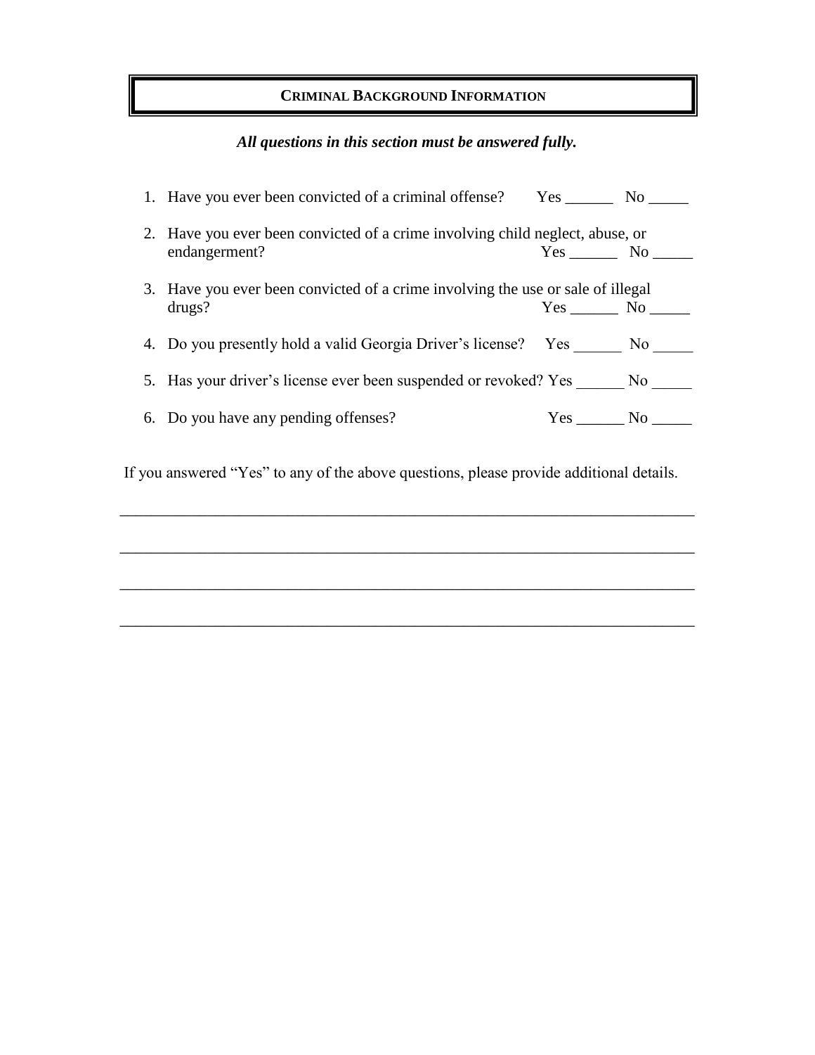## Criminal Background Information

***All questions in this section must be answered fully.***

1. Have you ever been convicted of a criminal offense? Yes ______ No _____
2. Have you ever been convicted of a crime involving child neglect, abuse, or endangerment? Yes ______ No _____
3. Have you ever been convicted of a crime involving the use or sale of illegal drugs? Yes ______ No _____
4. Do you presently hold a valid Georgia Driver's license? Yes ______ No _____
5. Has your driver's license ever been suspended or revoked? Yes ______ No _____
6. Do you have any pending offenses? Yes ______ No _____

If you answered "Yes" to any of the above questions, please provide additional details.

______________________________________________________________________________

______________________________________________________________________________

______________________________________________________________________________

______________________________________________________________________________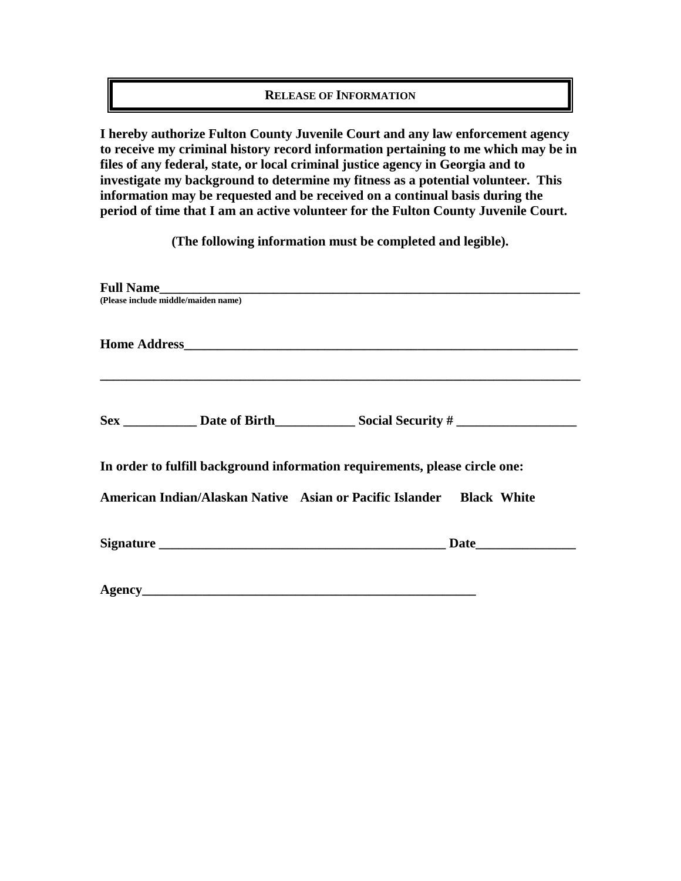## RELEASE OF INFORMATION

**I hereby authorize Fulton County Juvenile Court and any law enforcement agency to receive my criminal history record information pertaining to me which may be in files of any federal, state, or local criminal justice agency in Georgia and to investigate my background to determine my fitness as a potential volunteer. This information may be requested and be received on a continual basis during the period of time that I am an active volunteer for the Fulton County Juvenile Court.**

**(The following information must be completed and legible).**

**Full Name**_________________________________________________________________
**(Please include middle/maiden name)**

**Home Address**_____________________________________________________________

___________________________________________________________________________

**Sex** ___________ **Date of Birth**____________ **Social Security #** __________________

**In order to fulfill background information requirements, please circle one:**

**American Indian/Alaskan Native Asian or Pacific Islander Black White**

**Signature** ___________________________________________ **Date**_______________

**Agency**___________________________________________________